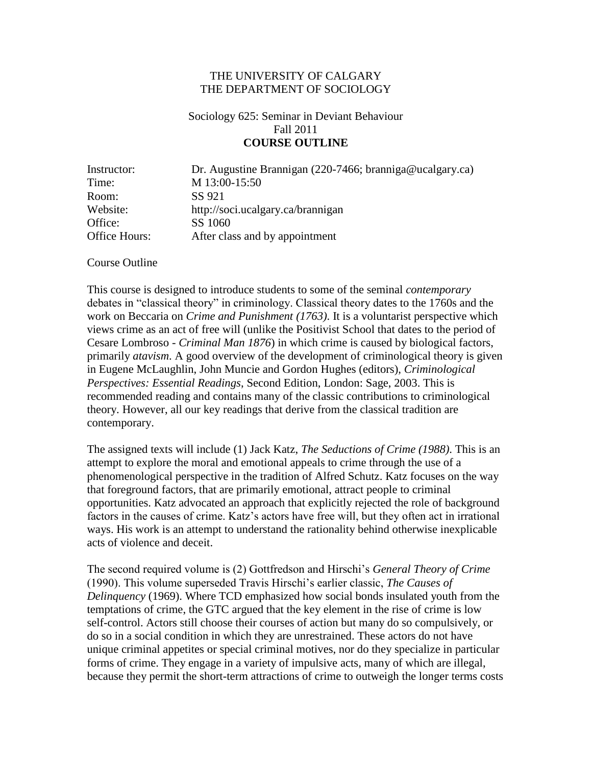THE UNIVERSITY OF CALGARY
THE DEPARTMENT OF SOCIOLOGY

Sociology 625: Seminar in Deviant Behaviour
Fall 2011
**COURSE OUTLINE**

| | |
|---|---|
| Instructor: | Dr. Augustine Brannigan (220-7466; branniga@ucalgary.ca) |
| Time: | M 13:00-15:50 |
| Room: | SS 921 |
| Website: | http://soci.ucalgary.ca/brannigan |
| Office: | SS 1060 |
| Office Hours: | After class and by appointment |

Course Outline

This course is designed to introduce students to some of the seminal *contemporary* debates in "classical theory" in criminology. Classical theory dates to the 1760s and the work on Beccaria on *Crime and Punishment (1763)*. It is a voluntarist perspective which views crime as an act of free will (unlike the Positivist School that dates to the period of Cesare Lombroso - *Criminal Man 1876*) in which crime is caused by biological factors, primarily *atavism*. A good overview of the development of criminological theory is given in Eugene McLaughlin, John Muncie and Gordon Hughes (editors), *Criminological Perspectives: Essential Readings*, Second Edition, London: Sage, 2003. This is recommended reading and contains many of the classic contributions to criminological theory. However, all our key readings that derive from the classical tradition are contemporary.

The assigned texts will include (1) Jack Katz, *The Seductions of Crime (1988)*. This is an attempt to explore the moral and emotional appeals to crime through the use of a phenomenological perspective in the tradition of Alfred Schutz. Katz focuses on the way that foreground factors, that are primarily emotional, attract people to criminal opportunities. Katz advocated an approach that explicitly rejected the role of background factors in the causes of crime. Katz's actors have free will, but they often act in irrational ways. His work is an attempt to understand the rationality behind otherwise inexplicable acts of violence and deceit.

The second required volume is (2) Gottfredson and Hirschi's *General Theory of Crime* (1990). This volume superseded Travis Hirschi's earlier classic, *The Causes of Delinquency* (1969). Where TCD emphasized how social bonds insulated youth from the temptations of crime, the GTC argued that the key element in the rise of crime is low self-control. Actors still choose their courses of action but many do so compulsively, or do so in a social condition in which they are unrestrained. These actors do not have unique criminal appetites or special criminal motives, nor do they specialize in particular forms of crime. They engage in a variety of impulsive acts, many of which are illegal, because they permit the short-term attractions of crime to outweigh the longer terms costs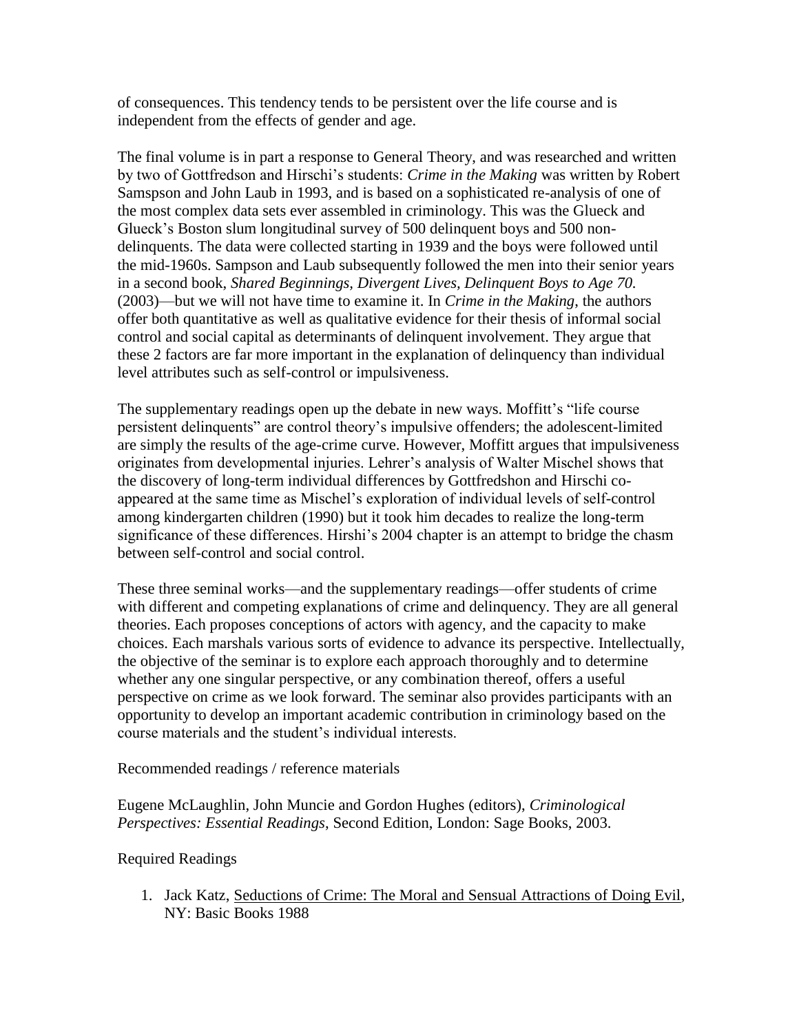of consequences. This tendency tends to be persistent over the life course and is independent from the effects of gender and age.

The final volume is in part a response to General Theory, and was researched and written by two of Gottfredson and Hirschi's students: *Crime in the Making* was written by Robert Samspson and John Laub in 1993, and is based on a sophisticated re-analysis of one of the most complex data sets ever assembled in criminology. This was the Glueck and Glueck's Boston slum longitudinal survey of 500 delinquent boys and 500 non-delinquents. The data were collected starting in 1939 and the boys were followed until the mid-1960s. Sampson and Laub subsequently followed the men into their senior years in a second book, *Shared Beginnings, Divergent Lives, Delinquent Boys to Age 70.* (2003)—but we will not have time to examine it. In *Crime in the Making*, the authors offer both quantitative as well as qualitative evidence for their thesis of informal social control and social capital as determinants of delinquent involvement. They argue that these 2 factors are far more important in the explanation of delinquency than individual level attributes such as self-control or impulsiveness.

The supplementary readings open up the debate in new ways. Moffitt's "life course persistent delinquents" are control theory's impulsive offenders; the adolescent-limited are simply the results of the age-crime curve. However, Moffitt argues that impulsiveness originates from developmental injuries. Lehrer's analysis of Walter Mischel shows that the discovery of long-term individual differences by Gottfredshon and Hirschi co-appeared at the same time as Mischel's exploration of individual levels of self-control among kindergarten children (1990) but it took him decades to realize the long-term significance of these differences. Hirshi's 2004 chapter is an attempt to bridge the chasm between self-control and social control.

These three seminal works—and the supplementary readings—offer students of crime with different and competing explanations of crime and delinquency. They are all general theories. Each proposes conceptions of actors with agency, and the capacity to make choices. Each marshals various sorts of evidence to advance its perspective. Intellectually, the objective of the seminar is to explore each approach thoroughly and to determine whether any one singular perspective, or any combination thereof, offers a useful perspective on crime as we look forward. The seminar also provides participants with an opportunity to develop an important academic contribution in criminology based on the course materials and the student's individual interests.

Recommended readings / reference materials

Eugene McLaughlin, John Muncie and Gordon Hughes (editors), *Criminological Perspectives: Essential Readings*, Second Edition, London: Sage Books, 2003.

Required Readings

1. Jack Katz, Seductions of Crime: The Moral and Sensual Attractions of Doing Evil, NY: Basic Books 1988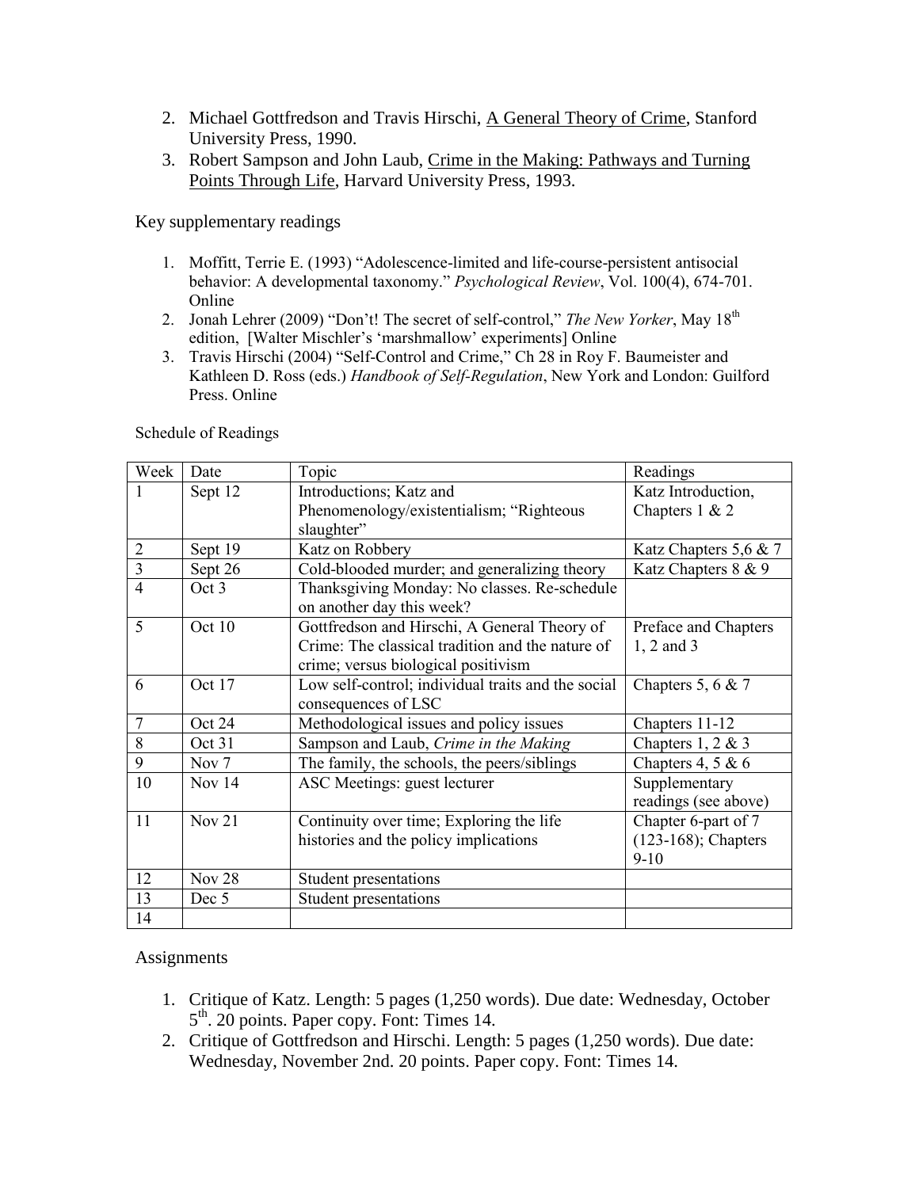2. Michael Gottfredson and Travis Hirschi, A General Theory of Crime, Stanford University Press, 1990.
3. Robert Sampson and John Laub, Crime in the Making: Pathways and Turning Points Through Life, Harvard University Press, 1993.

Key supplementary readings

1. Moffitt, Terrie E. (1993) "Adolescence-limited and life-course-persistent antisocial behavior: A developmental taxonomy." *Psychological Review*, Vol. 100(4), 674-701. Online
2. Jonah Lehrer (2009) "Don't! The secret of self-control," *The New Yorker*, May 18th edition, [Walter Mischler's 'marshmallow' experiments] Online
3. Travis Hirschi (2004) "Self-Control and Crime," Ch 28 in Roy F. Baumeister and Kathleen D. Ross (eds.) *Handbook of Self-Regulation*, New York and London: Guilford Press. Online

Schedule of Readings

| Week | Date | Topic | Readings |
|---|---|---|---|
| 1 | Sept 12 | Introductions; Katz and Phenomenology/existentialism; "Righteous slaughter" | Katz Introduction, Chapters 1 & 2 |
| 2 | Sept 19 | Katz on Robbery | Katz Chapters 5,6 & 7 |
| 3 | Sept 26 | Cold-blooded murder; and generalizing theory | Katz Chapters 8 & 9 |
| 4 | Oct 3 | Thanksgiving Monday: No classes. Re-schedule on another day this week? | |
| 5 | Oct 10 | Gottfredson and Hirschi, A General Theory of Crime: The classical tradition and the nature of crime; versus biological positivism | Preface and Chapters 1, 2 and 3 |
| 6 | Oct 17 | Low self-control; individual traits and the social consequences of LSC | Chapters 5, 6 & 7 |
| 7 | Oct 24 | Methodological issues and policy issues | Chapters 11-12 |
| 8 | Oct 31 | Sampson and Laub, *Crime in the Making* | Chapters 1, 2 & 3 |
| 9 | Nov 7 | The family, the schools, the peers/siblings | Chapters 4, 5 & 6 |
| 10 | Nov 14 | ASC Meetings: guest lecturer | Supplementary readings (see above) |
| 11 | Nov 21 | Continuity over time; Exploring the life histories and the policy implications | Chapter 6-part of 7 (123-168); Chapters 9-10 |
| 12 | Nov 28 | Student presentations | |
| 13 | Dec 5 | Student presentations | |
| 14 | | | |

Assignments

1. Critique of Katz. Length: 5 pages (1,250 words). Due date: Wednesday, October 5th. 20 points. Paper copy. Font: Times 14.
2. Critique of Gottfredson and Hirschi. Length: 5 pages (1,250 words). Due date: Wednesday, November 2nd. 20 points. Paper copy. Font: Times 14.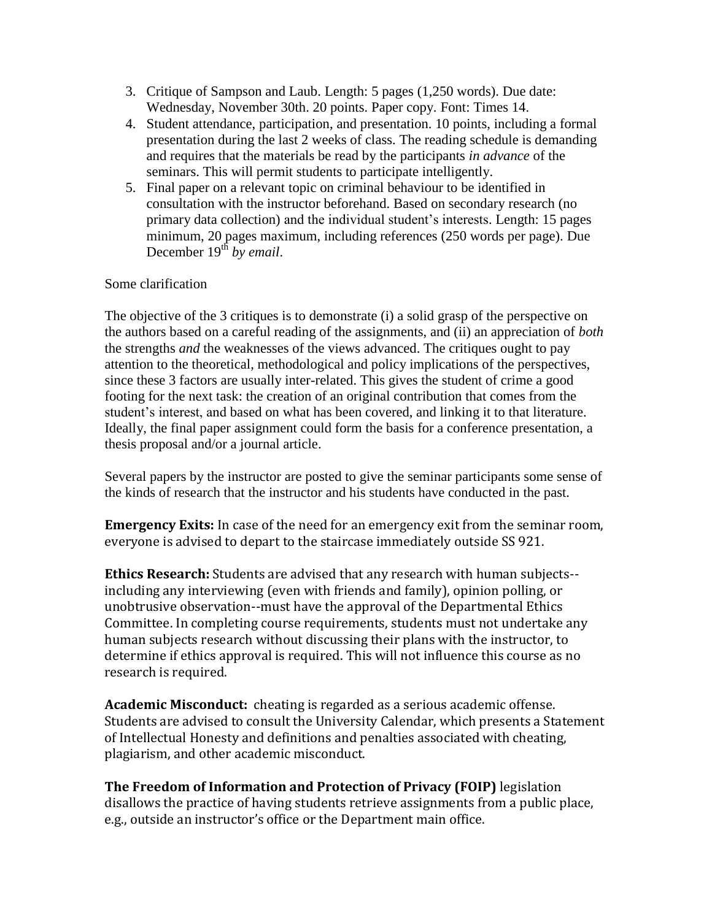3. Critique of Sampson and Laub. Length: 5 pages (1,250 words). Due date: Wednesday, November 30th. 20 points. Paper copy. Font: Times 14.
4. Student attendance, participation, and presentation. 10 points, including a formal presentation during the last 2 weeks of class. The reading schedule is demanding and requires that the materials be read by the participants *in advance* of the seminars. This will permit students to participate intelligently.
5. Final paper on a relevant topic on criminal behaviour to be identified in consultation with the instructor beforehand. Based on secondary research (no primary data collection) and the individual student's interests. Length: 15 pages minimum, 20 pages maximum, including references (250 words per page). Due December 19th *by email*.

Some clarification

The objective of the 3 critiques is to demonstrate (i) a solid grasp of the perspective on the authors based on a careful reading of the assignments, and (ii) an appreciation of *both* the strengths *and* the weaknesses of the views advanced. The critiques ought to pay attention to the theoretical, methodological and policy implications of the perspectives, since these 3 factors are usually inter-related. This gives the student of crime a good footing for the next task: the creation of an original contribution that comes from the student's interest, and based on what has been covered, and linking it to that literature. Ideally, the final paper assignment could form the basis for a conference presentation, a thesis proposal and/or a journal article.

Several papers by the instructor are posted to give the seminar participants some sense of the kinds of research that the instructor and his students have conducted in the past.

**Emergency Exits:** In case of the need for an emergency exit from the seminar room, everyone is advised to depart to the staircase immediately outside SS 921.

**Ethics Research:** Students are advised that any research with human subjects--including any interviewing (even with friends and family), opinion polling, or unobtrusive observation--must have the approval of the Departmental Ethics Committee. In completing course requirements, students must not undertake any human subjects research without discussing their plans with the instructor, to determine if ethics approval is required. This will not influence this course as no research is required.

**Academic Misconduct:** cheating is regarded as a serious academic offense. Students are advised to consult the University Calendar, which presents a Statement of Intellectual Honesty and definitions and penalties associated with cheating, plagiarism, and other academic misconduct.

**The Freedom of Information and Protection of Privacy (FOIP)** legislation disallows the practice of having students retrieve assignments from a public place, e.g., outside an instructor's office or the Department main office.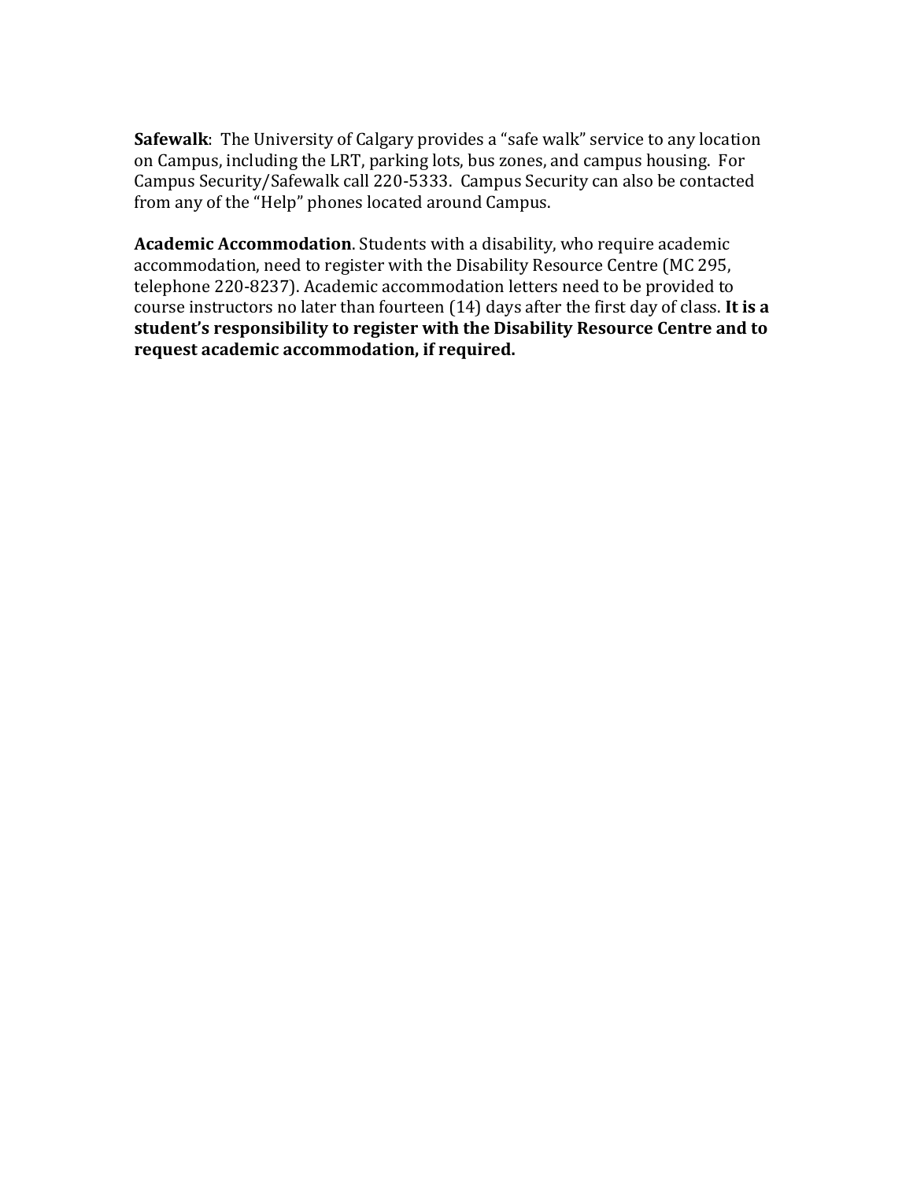**Safewalk**: The University of Calgary provides a "safe walk" service to any location on Campus, including the LRT, parking lots, bus zones, and campus housing. For Campus Security/Safewalk call 220-5333. Campus Security can also be contacted from any of the "Help" phones located around Campus.

**Academic Accommodation**. Students with a disability, who require academic accommodation, need to register with the Disability Resource Centre (MC 295, telephone 220-8237). Academic accommodation letters need to be provided to course instructors no later than fourteen (14) days after the first day of class. **It is a student's responsibility to register with the Disability Resource Centre and to request academic accommodation, if required.**